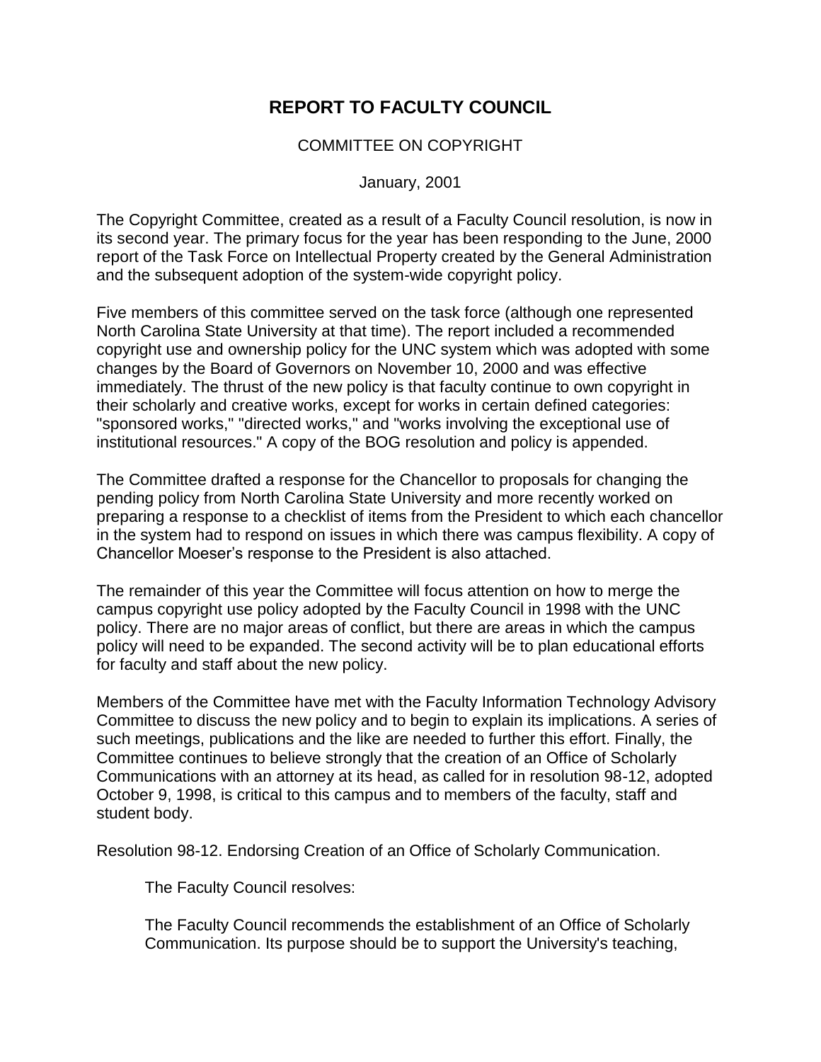# REPORT TO FACULTY COUNCIL

COMMITTEE ON COPYRIGHT

January, 2001

The Copyright Committee, created as a result of a Faculty Council resolution, is now in its second year. The primary focus for the year has been responding to the June, 2000 report of the Task Force on Intellectual Property created by the General Administration and the subsequent adoption of the system-wide copyright policy.

Five members of this committee served on the task force (although one represented North Carolina State University at that time). The report included a recommended copyright use and ownership policy for the UNC system which was adopted with some changes by the Board of Governors on November 10, 2000 and was effective immediately. The thrust of the new policy is that faculty continue to own copyright in their scholarly and creative works, except for works in certain defined categories: "sponsored works," "directed works," and "works involving the exceptional use of institutional resources." A copy of the BOG resolution and policy is appended.

The Committee drafted a response for the Chancellor to proposals for changing the pending policy from North Carolina State University and more recently worked on preparing a response to a checklist of items from the President to which each chancellor in the system had to respond on issues in which there was campus flexibility. A copy of Chancellor Moeser's response to the President is also attached.

The remainder of this year the Committee will focus attention on how to merge the campus copyright use policy adopted by the Faculty Council in 1998 with the UNC policy. There are no major areas of conflict, but there are areas in which the campus policy will need to be expanded. The second activity will be to plan educational efforts for faculty and staff about the new policy.

Members of the Committee have met with the Faculty Information Technology Advisory Committee to discuss the new policy and to begin to explain its implications. A series of such meetings, publications and the like are needed to further this effort. Finally, the Committee continues to believe strongly that the creation of an Office of Scholarly Communications with an attorney at its head, as called for in resolution 98-12, adopted October 9, 1998, is critical to this campus and to members of the faculty, staff and student body.

Resolution 98-12. Endorsing Creation of an Office of Scholarly Communication.

> The Faculty Council resolves:
>
> The Faculty Council recommends the establishment of an Office of Scholarly Communication. Its purpose should be to support the University's teaching,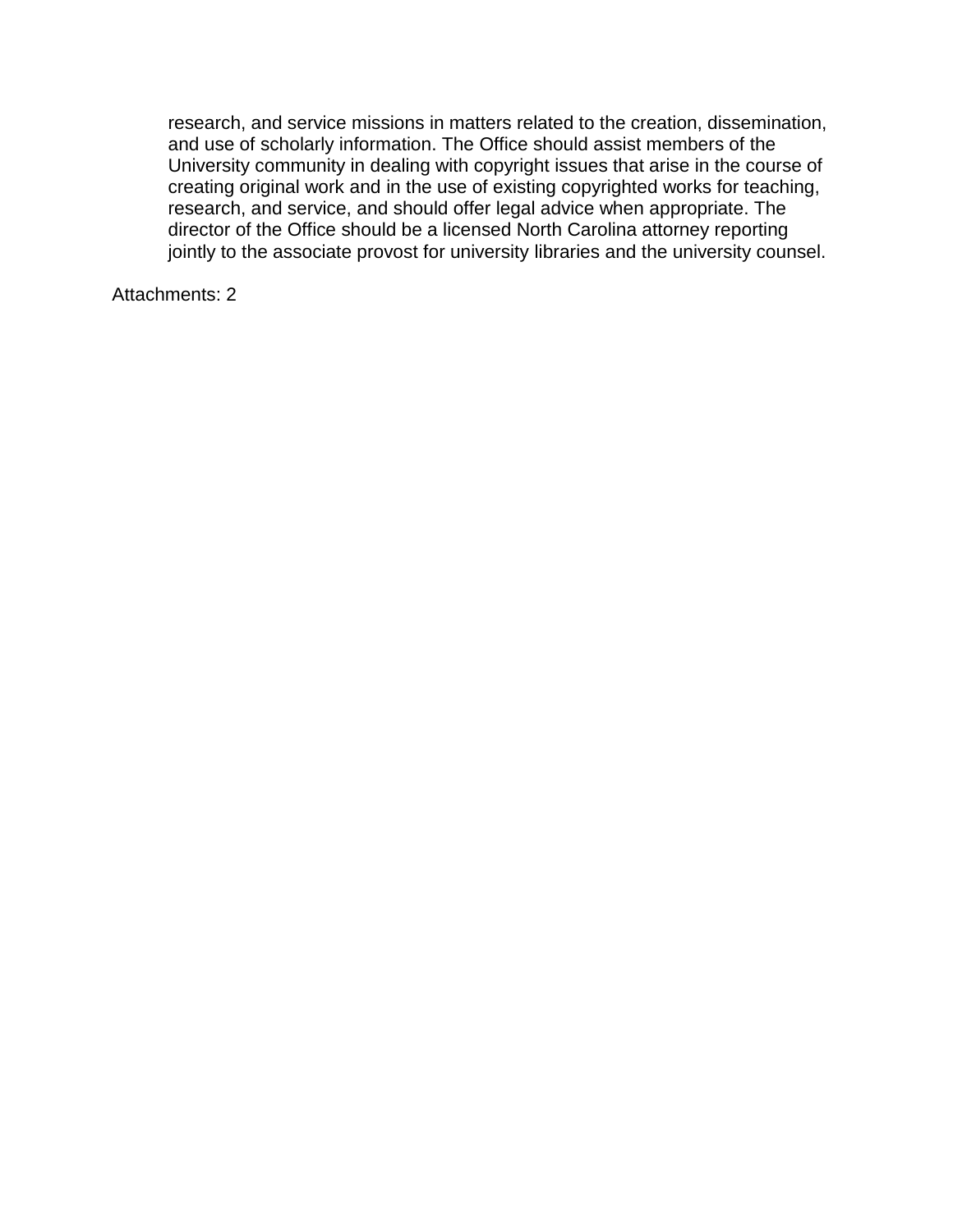research, and service missions in matters related to the creation, dissemination, and use of scholarly information. The Office should assist members of the University community in dealing with copyright issues that arise in the course of creating original work and in the use of existing copyrighted works for teaching, research, and service, and should offer legal advice when appropriate. The director of the Office should be a licensed North Carolina attorney reporting jointly to the associate provost for university libraries and the university counsel.

Attachments: 2